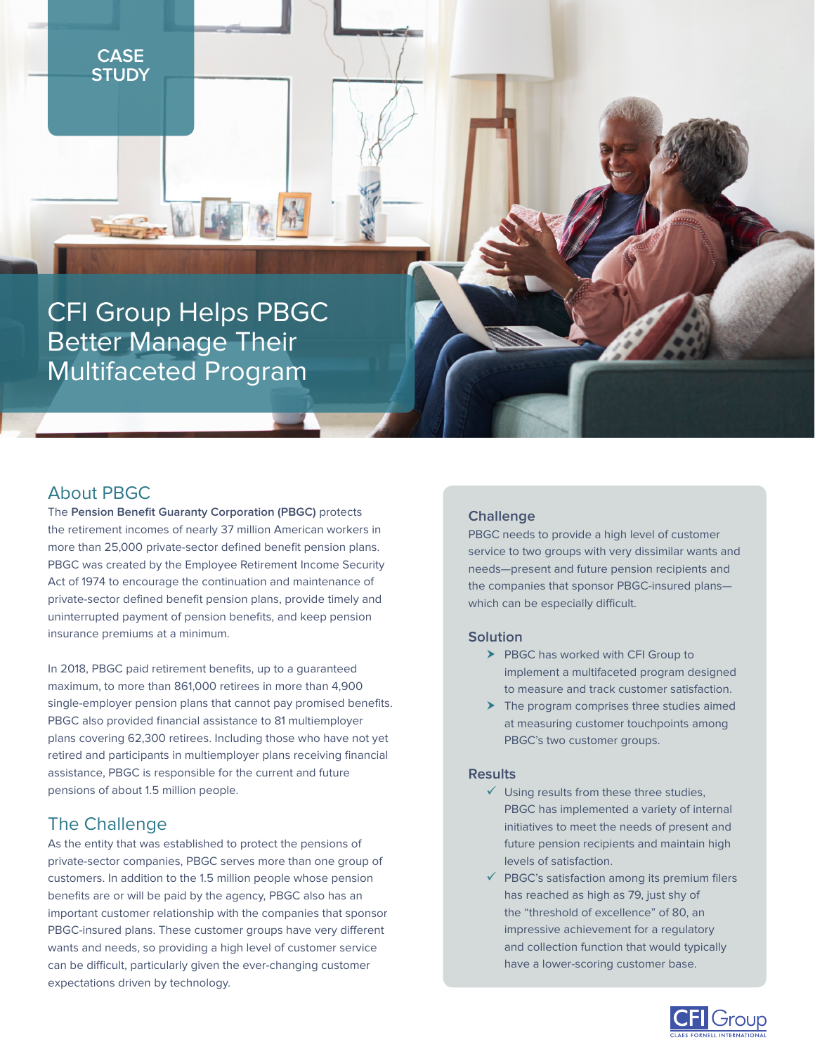CASE STUDY

# CFI Group Helps PBGC Better Manage Their Multifaceted Program

## About PBGC

The **Pension Benefit Guaranty Corporation (PBGC)** protects the retirement incomes of nearly 37 million American workers in more than 25,000 private-sector defined benefit pension plans. PBGC was created by the Employee Retirement Income Security Act of 1974 to encourage the continuation and maintenance of private-sector defined benefit pension plans, provide timely and uninterrupted payment of pension benefits, and keep pension insurance premiums at a minimum.

In 2018, PBGC paid retirement benefits, up to a guaranteed maximum, to more than 861,000 retirees in more than 4,900 single-employer pension plans that cannot pay promised benefits. PBGC also provided financial assistance to 81 multiemployer plans covering 62,300 retirees. Including those who have not yet retired and participants in multiemployer plans receiving financial assistance, PBGC is responsible for the current and future pensions of about 1.5 million people.

## The Challenge

As the entity that was established to protect the pensions of private-sector companies, PBGC serves more than one group of customers. In addition to the 1.5 million people whose pension benefits are or will be paid by the agency, PBGC also has an important customer relationship with the companies that sponsor PBGC-insured plans. These customer groups have very different wants and needs, so providing a high level of customer service can be difficult, particularly given the ever-changing customer expectations driven by technology.

### Challenge

PBGC needs to provide a high level of customer service to two groups with very dissimilar wants and needs—present and future pension recipients and the companies that sponsor PBGC-insured plans—which can be especially difficult.

### Solution

- PBGC has worked with CFI Group to implement a multifaceted program designed to measure and track customer satisfaction.
- The program comprises three studies aimed at measuring customer touchpoints among PBGC's two customer groups.

### Results

- ✓ Using results from these three studies, PBGC has implemented a variety of internal initiatives to meet the needs of present and future pension recipients and maintain high levels of satisfaction.
- ✓ PBGC's satisfaction among its premium filers has reached as high as 79, just shy of the "threshold of excellence" of 80, an impressive achievement for a regulatory and collection function that would typically have a lower-scoring customer base.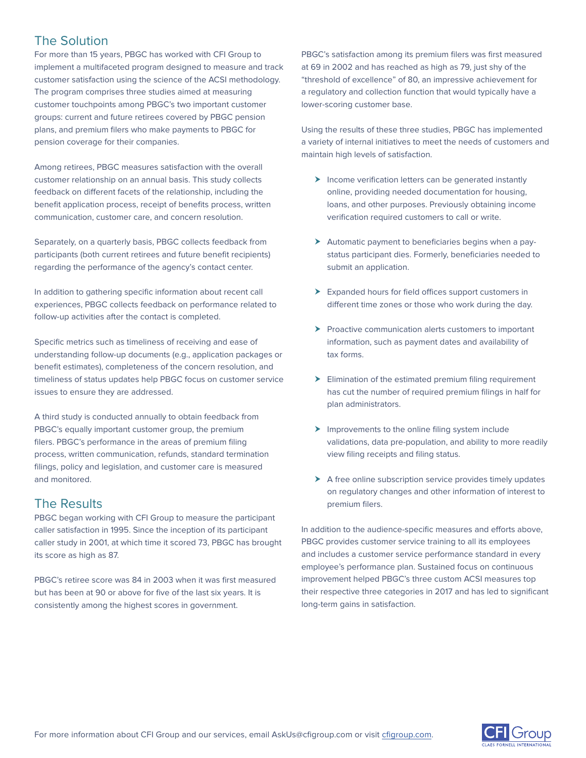## The Solution

For more than 15 years, PBGC has worked with CFI Group to implement a multifaceted program designed to measure and track customer satisfaction using the science of the ACSI methodology. The program comprises three studies aimed at measuring customer touchpoints among PBGC's two important customer groups: current and future retirees covered by PBGC pension plans, and premium filers who make payments to PBGC for pension coverage for their companies.

Among retirees, PBGC measures satisfaction with the overall customer relationship on an annual basis. This study collects feedback on different facets of the relationship, including the benefit application process, receipt of benefits process, written communication, customer care, and concern resolution.

Separately, on a quarterly basis, PBGC collects feedback from participants (both current retirees and future benefit recipients) regarding the performance of the agency's contact center.

In addition to gathering specific information about recent call experiences, PBGC collects feedback on performance related to follow-up activities after the contact is completed.

Specific metrics such as timeliness of receiving and ease of understanding follow-up documents (e.g., application packages or benefit estimates), completeness of the concern resolution, and timeliness of status updates help PBGC focus on customer service issues to ensure they are addressed.

A third study is conducted annually to obtain feedback from PBGC's equally important customer group, the premium filers. PBGC's performance in the areas of premium filing process, written communication, refunds, standard termination filings, policy and legislation, and customer care is measured and monitored.

## The Results

PBGC began working with CFI Group to measure the participant caller satisfaction in 1995. Since the inception of its participant caller study in 2001, at which time it scored 73, PBGC has brought its score as high as 87.

PBGC's retiree score was 84 in 2003 when it was first measured but has been at 90 or above for five of the last six years. It is consistently among the highest scores in government.

PBGC's satisfaction among its premium filers was first measured at 69 in 2002 and has reached as high as 79, just shy of the "threshold of excellence" of 80, an impressive achievement for a regulatory and collection function that would typically have a lower-scoring customer base.

Using the results of these three studies, PBGC has implemented a variety of internal initiatives to meet the needs of customers and maintain high levels of satisfaction.

- Income verification letters can be generated instantly online, providing needed documentation for housing, loans, and other purposes. Previously obtaining income verification required customers to call or write.
- Automatic payment to beneficiaries begins when a pay-status participant dies. Formerly, beneficiaries needed to submit an application.
- Expanded hours for field offices support customers in different time zones or those who work during the day.
- Proactive communication alerts customers to important information, such as payment dates and availability of tax forms.
- Elimination of the estimated premium filing requirement has cut the number of required premium filings in half for plan administrators.
- Improvements to the online filing system include validations, data pre-population, and ability to more readily view filing receipts and filing status.
- A free online subscription service provides timely updates on regulatory changes and other information of interest to premium filers.

In addition to the audience-specific measures and efforts above, PBGC provides customer service training to all its employees and includes a customer service performance standard in every employee's performance plan. Sustained focus on continuous improvement helped PBGC's three custom ACSI measures top their respective three categories in 2017 and has led to significant long-term gains in satisfaction.

For more information about CFI Group and our services, email AskUs@cfigroup.com or visit cfigroup.com.